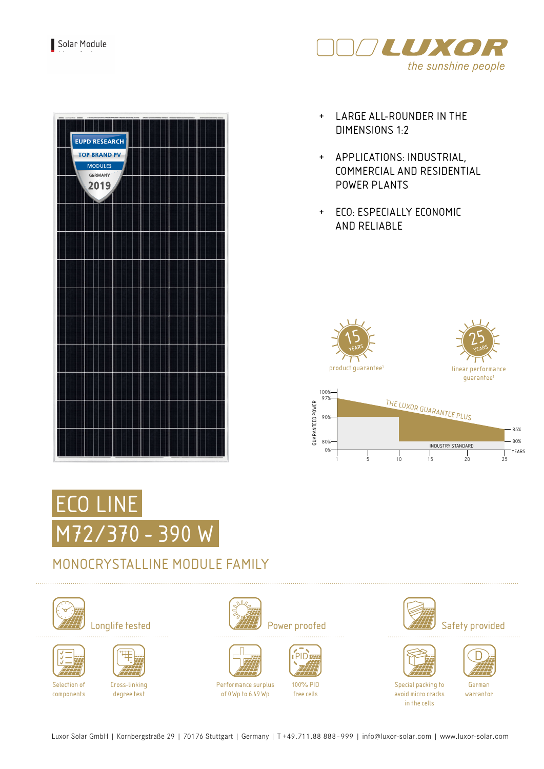Solar Module

LUXOR
*the sunshine people*

- LARGE ALL-ROUNDER IN THE DIMENSIONS 1:2
- APPLICATIONS: INDUSTRIAL, COMMERCIAL AND RESIDENTIAL POWER PLANTS
- ECO: ESPECIALLY ECONOMIC AND RELIABLE

15 YEARS product guarantee[1]

25 YEARS linear performance guarantee[1]

THE LUXOR GUARANTEE PLUS

INDUSTRY STANDARD

# ECO LINE

# M72/370 - 390 W

## MONOCRYSTALLINE MODULE FAMILY

### Longlife tested

- Selection of components
- Cross-linking degree test

### Power proofed

- Performance surplus of 0 Wp to 6.49 Wp
- 100% PID free cells

### Safety provided

- Special packing to avoid micro cracks in the cells
- German warrantor

Luxor Solar GmbH | Kornbergstraße 29 | 70176 Stuttgart | Germany | T +49.711.88 888 - 999 | info@luxor-solar.com | www.luxor-solar.com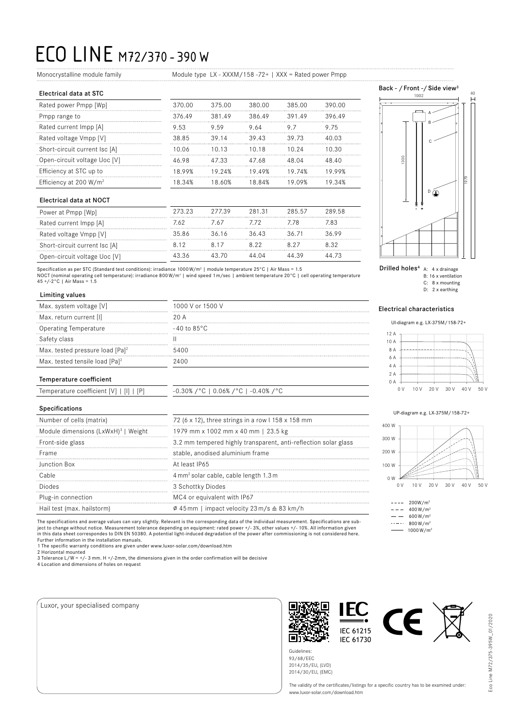# ECO LINE M72/370 - 390 W

Monocrystalline module family — Module type LX - XXXM/158 -72+ | XXX = Rated power Pmpp

### Electrical data at STC

| | | | | | |
|---|---|---|---|---|---|
| Rated power Pmpp [Wp] | 370.00 | 375.00 | 380.00 | 385.00 | 390.00 |
| Pmpp range to | 376.49 | 381.49 | 386.49 | 391.49 | 396.49 |
| Rated current Impp [A] | 9.53 | 9.59 | 9.64 | 9.7 | 9.75 |
| Rated voltage Vmpp [V] | 38.85 | 39.14 | 39.43 | 39.73 | 40.03 |
| Short-circuit current Isc [A] | 10.06 | 10.13 | 10.18 | 10.24 | 10.30 |
| Open-circuit voltage Uoc [V] | 46.98 | 47.33 | 47.68 | 48.04 | 48.40 |
| Efficiency at STC up to | 18.99% | 19.24% | 19.49% | 19.74% | 19.99% |
| Efficiency at 200 W/m² | 18.34% | 18.60% | 18.84% | 19.09% | 19.34% |

### Electrical data at NOCT

| | | | | | |
|---|---|---|---|---|---|
| Power at Pmpp [Wp] | 273.23 | 277.39 | 281.31 | 285.57 | 289.58 |
| Rated current Impp [A] | 7.62 | 7.67 | 7.72 | 7.78 | 7.83 |
| Rated voltage Vmpp [V] | 35.86 | 36.16 | 36.43 | 36.71 | 36.99 |
| Short-circuit current Isc [A] | 8.12 | 8.17 | 8.22 | 8.27 | 8.32 |
| Open-circuit voltage Uoc [V] | 43.36 | 43.70 | 44.04 | 44.39 | 44.73 |

Specification as per STC (Standard test conditions): irradiance 1000 W/m² | module temperature 25°C | Air Mass = 1.5
NOCT (nominal operating cell temperature): irradiance 800 W/m² | wind speed 1 m/sec | ambient temperature 20°C | cell operating temperature 45 +/-2°C | Air Mass = 1.5

### Limiting values

| | |
|---|---|
| Max. system voltage [V] | 1000 V or 1500 V |
| Max. return current [I] | 20 A |
| Operating Temperature | -40 to 85°C |
| Safety class | II |
| Max. tested pressure load [Pa][2] | 5400 |
| Max. tested tensile load [Pa][2] | 2400 |

### Temperature coefficient

| | |
|---|---|
| Temperature coefficient [V] \| [I] \| [P] | -0.30% /°C \| 0.06% /°C \| -0.40% /°C |

### Specifications

| | |
|---|---|
| Number of cells (matrix) | 72 (6 x 12), three strings in a row I 158 x 158 mm |
| Module dimensions (LxWxH)[3] \| Weight | 1979 mm x 1002 mm x 40 mm \| 23.5 kg |
| Front-side glass | 3.2 mm tempered highly transparent, anti-reflection solar glass |
| Frame | stable, anodised aluminium frame |
| Junction Box | At least IP65 |
| Cable | 4 mm² solar cable, cable length 1.3 m |
| Diodes | 3 Schottky Diodes |
| Plug-in connection | MC4 or equivalent with IP67 |
| Hail test (max. hailstorm) | Ø 45 mm \| impact velocity 23 m/s ≙ 83 km/h |

### Back - / Front -/ Side view[3]

1002
40
1300
1979
A
B
C
D

**Drilled holes[4]**
A: 4 x drainage
B: 16 x ventilation
C: 8 x mounting
D: 2 x earthing

### Electrical characteristics

UI-diagram e.g. LX-375M/158-72+

12 A
10 A
8 A
6 A
4 A
2 A
0 A
0 V 10 V 20 V 30 V 40 V 50 V

UP-diagram e.g. LX-375M/158-72+

400 W
300 W
200 W
100 W
0 W
0 V 10 V 20 V 30 V 40 V 50 V

200W/m²
400W/m²
600W/m²
800W/m²
1000W/m²

The specifications and average values can vary slightly. Relevant is the corresponding data of the individual measurement. Specifications are subject to change without notice. Measurement tolerance depending on equipment: rated power +/- 3%, other values +/- 10%. All information given in this data sheet correspondes to DIN EN 50380. A potential light-induced degradation of the power after commissioning is not considered here. Further information in the installation manuals.

1 The specific warranty conditions are given under www.luxor-solar.com/download.htm
2 Horizontal mounted
3 Tolerance L/W = +/- 3 mm. H +/-2mm, the dimensions given in the order confirmation will be decisive
4 Location and dimensions of holes on request

Luxor, your specialised company

IEC 61215
IEC 61730

Guidelines:
93/68/EEC
2014/35/EU, (LVD)
2014/30/EU, (EMC)

The validity of the certificates/listings for a specific country has to be examined under: www.luxor-solar.com/download.htm

Eco Line M72/375-395W_01/2020